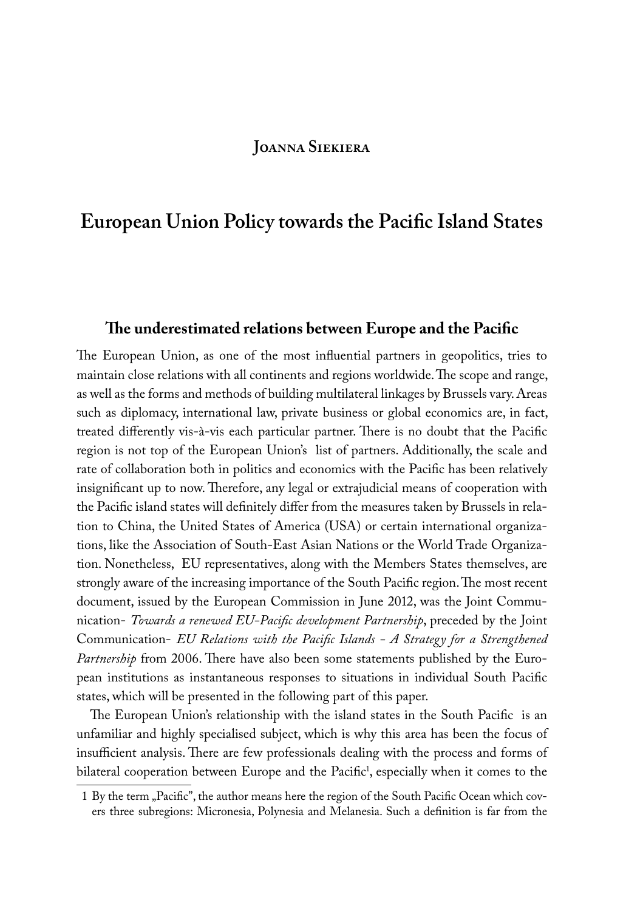Joanna Siekiera

# European Union Policy towards the Pacific Island States

## The underestimated relations between Europe and the Pacific

The European Union, as one of the most influential partners in geopolitics, tries to maintain close relations with all continents and regions worldwide. The scope and range, as well as the forms and methods of building multilateral linkages by Brussels vary. Areas such as diplomacy, international law, private business or global economics are, in fact, treated differently vis-à-vis each particular partner. There is no doubt that the Pacific region is not top of the European Union's list of partners. Additionally, the scale and rate of collaboration both in politics and economics with the Pacific has been relatively insignificant up to now. Therefore, any legal or extrajudicial means of cooperation with the Pacific island states will definitely differ from the measures taken by Brussels in relation to China, the United States of America (USA) or certain international organizations, like the Association of South-East Asian Nations or the World Trade Organization. Nonetheless, EU representatives, along with the Members States themselves, are strongly aware of the increasing importance of the South Pacific region. The most recent document, issued by the European Commission in June 2012, was the Joint Communication- *Towards a renewed EU-Pacific development Partnership*, preceded by the Joint Communication- *EU Relations with the Pacific Islands - A Strategy for a Strengthened Partnership* from 2006. There have also been some statements published by the European institutions as instantaneous responses to situations in individual South Pacific states, which will be presented in the following part of this paper.

The European Union's relationship with the island states in the South Pacific is an unfamiliar and highly specialised subject, which is why this area has been the focus of insufficient analysis. There are few professionals dealing with the process and forms of bilateral cooperation between Europe and the Pacific[1], especially when it comes to the

[1] By the term „Pacific", the author means here the region of the South Pacific Ocean which covers three subregions: Micronesia, Polynesia and Melanesia. Such a definition is far from the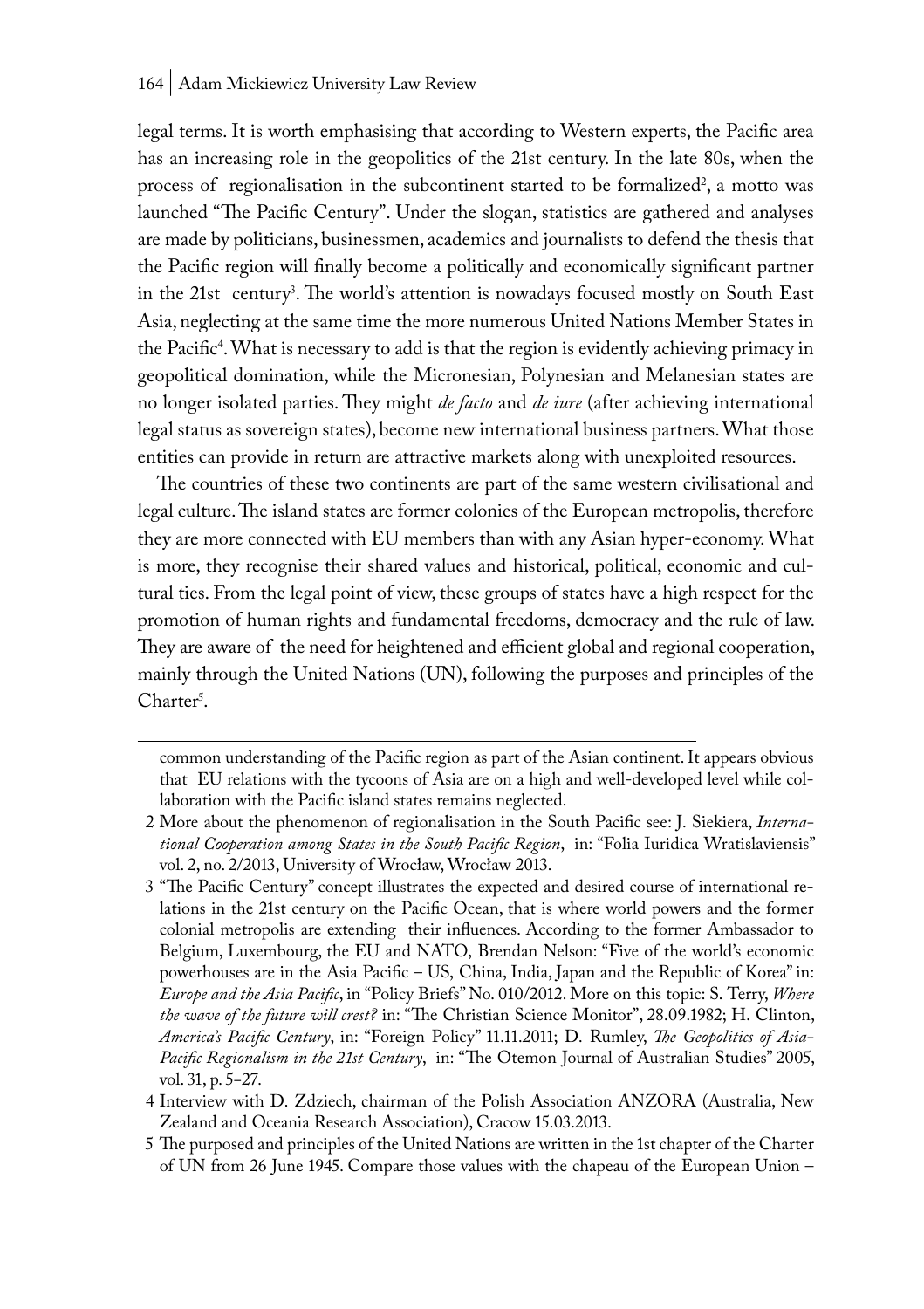legal terms. It is worth emphasising that according to Western experts, the Pacific area has an increasing role in the geopolitics of the 21st century. In the late 80s, when the process of regionalisation in the subcontinent started to be formalized[2], a motto was launched "The Pacific Century". Under the slogan, statistics are gathered and analyses are made by politicians, businessmen, academics and journalists to defend the thesis that the Pacific region will finally become a politically and economically significant partner in the 21st century[3]. The world's attention is nowadays focused mostly on South East Asia, neglecting at the same time the more numerous United Nations Member States in the Pacific[4]. What is necessary to add is that the region is evidently achieving primacy in geopolitical domination, while the Micronesian, Polynesian and Melanesian states are no longer isolated parties. They might *de facto* and *de iure* (after achieving international legal status as sovereign states), become new international business partners. What those entities can provide in return are attractive markets along with unexploited resources.

The countries of these two continents are part of the same western civilisational and legal culture. The island states are former colonies of the European metropolis, therefore they are more connected with EU members than with any Asian hyper-economy. What is more, they recognise their shared values and historical, political, economic and cultural ties. From the legal point of view, these groups of states have a high respect for the promotion of human rights and fundamental freedoms, democracy and the rule of law. They are aware of the need for heightened and efficient global and regional cooperation, mainly through the United Nations (UN), following the purposes and principles of the Charter[5].

---

common understanding of the Pacific region as part of the Asian continent. It appears obvious that EU relations with the tycoons of Asia are on a high and well-developed level while collaboration with the Pacific island states remains neglected.

2 More about the phenomenon of regionalisation in the South Pacific see: J. Siekiera, *International Cooperation among States in the South Pacific Region*, in: "Folia Iuridica Wratislaviensis" vol. 2, no. 2/2013, University of Wrocław, Wrocław 2013.

3 "The Pacific Century" concept illustrates the expected and desired course of international relations in the 21st century on the Pacific Ocean, that is where world powers and the former colonial metropolis are extending their influences. According to the former Ambassador to Belgium, Luxembourg, the EU and NATO, Brendan Nelson: "Five of the world's economic powerhouses are in the Asia Pacific – US, China, India, Japan and the Republic of Korea" in: *Europe and the Asia Pacific*, in "Policy Briefs" No. 010/2012. More on this topic: S. Terry, *Where the wave of the future will crest?* in: "The Christian Science Monitor", 28.09.1982; H. Clinton, *America's Pacific Century*, in: "Foreign Policy" 11.11.2011; D. Rumley, *The Geopolitics of Asia-Pacific Regionalism in the 21st Century*, in: "The Otemon Journal of Australian Studies" 2005, vol. 31, p. 5–27.

4 Interview with D. Zdziech, chairman of the Polish Association ANZORA (Australia, New Zealand and Oceania Research Association), Cracow 15.03.2013.

5 The purposed and principles of the United Nations are written in the 1st chapter of the Charter of UN from 26 June 1945. Compare those values with the chapeau of the European Union –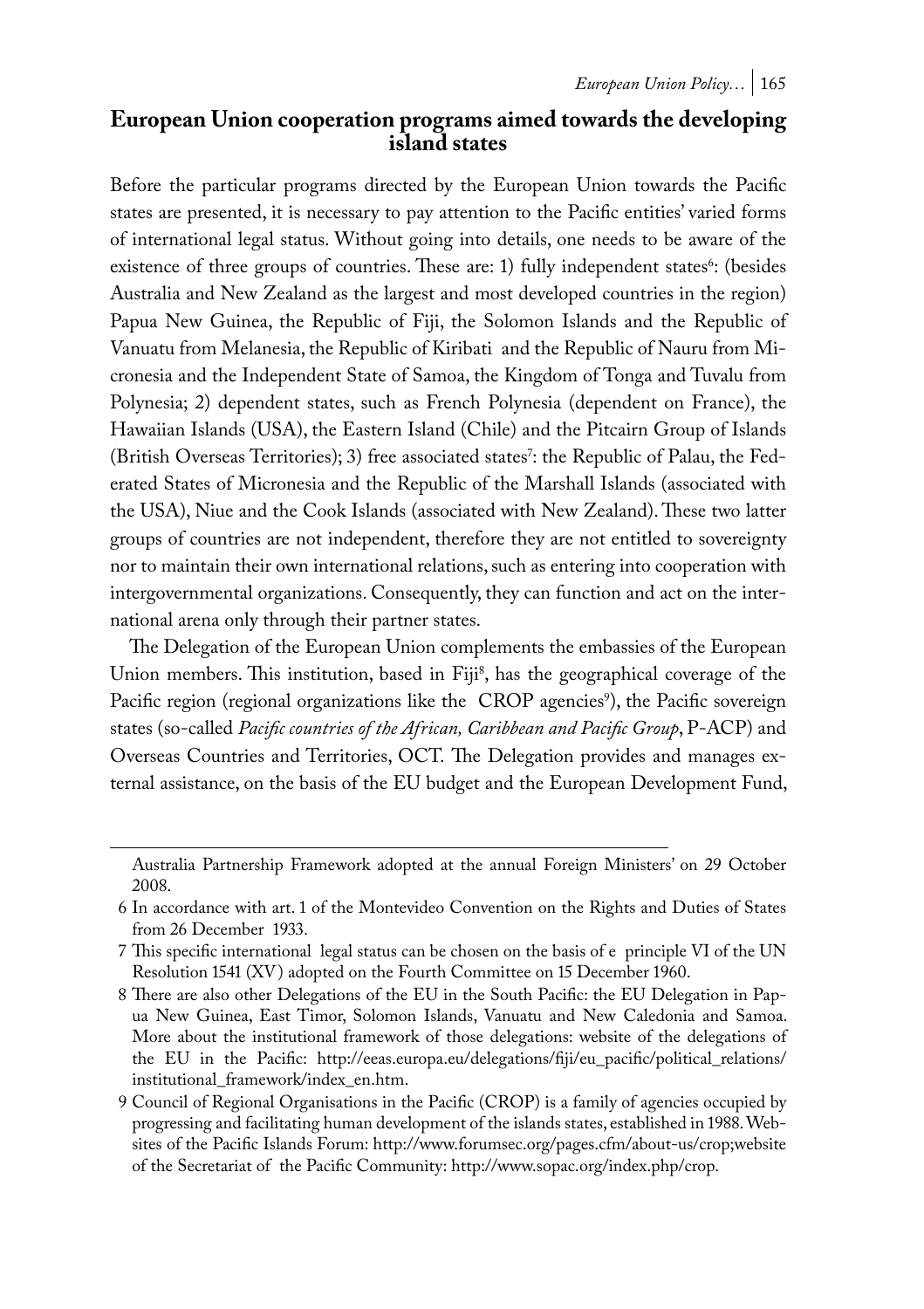## European Union cooperation programs aimed towards the developing island states

Before the particular programs directed by the European Union towards the Pacific states are presented, it is necessary to pay attention to the Pacific entities' varied forms of international legal status. Without going into details, one needs to be aware of the existence of three groups of countries. These are: 1) fully independent states[6]: (besides Australia and New Zealand as the largest and most developed countries in the region) Papua New Guinea, the Republic of Fiji, the Solomon Islands and the Republic of Vanuatu from Melanesia, the Republic of Kiribati and the Republic of Nauru from Micronesia and the Independent State of Samoa, the Kingdom of Tonga and Tuvalu from Polynesia; 2) dependent states, such as French Polynesia (dependent on France), the Hawaiian Islands (USA), the Eastern Island (Chile) and the Pitcairn Group of Islands (British Overseas Territories); 3) free associated states[7]: the Republic of Palau, the Federated States of Micronesia and the Republic of the Marshall Islands (associated with the USA), Niue and the Cook Islands (associated with New Zealand). These two latter groups of countries are not independent, therefore they are not entitled to sovereignty nor to maintain their own international relations, such as entering into cooperation with intergovernmental organizations. Consequently, they can function and act on the international arena only through their partner states.

The Delegation of the European Union complements the embassies of the European Union members. This institution, based in Fiji[8], has the geographical coverage of the Pacific region (regional organizations like the CROP agencies[9]), the Pacific sovereign states (so-called *Pacific countries of the African, Caribbean and Pacific Group*, P-ACP) and Overseas Countries and Territories, OCT. The Delegation provides and manages external assistance, on the basis of the EU budget and the European Development Fund,

---

Australia Partnership Framework adopted at the annual Foreign Ministers' on 29 October 2008.

6 In accordance with art. 1 of the Montevideo Convention on the Rights and Duties of States from 26 December 1933.

7 This specific international legal status can be chosen on the basis of e principle VI of the UN Resolution 1541 (XV) adopted on the Fourth Committee on 15 December 1960.

8 There are also other Delegations of the EU in the South Pacific: the EU Delegation in Papua New Guinea, East Timor, Solomon Islands, Vanuatu and New Caledonia and Samoa. More about the institutional framework of those delegations: website of the delegations of the EU in the Pacific: http://eeas.europa.eu/delegations/fiji/eu_pacific/political_relations/institutional_framework/index_en.htm.

9 Council of Regional Organisations in the Pacific (CROP) is a family of agencies occupied by progressing and facilitating human development of the islands states, established in 1988. Websites of the Pacific Islands Forum: http://www.forumsec.org/pages.cfm/about-us/crop;website of the Secretariat of the Pacific Community: http://www.sopac.org/index.php/crop.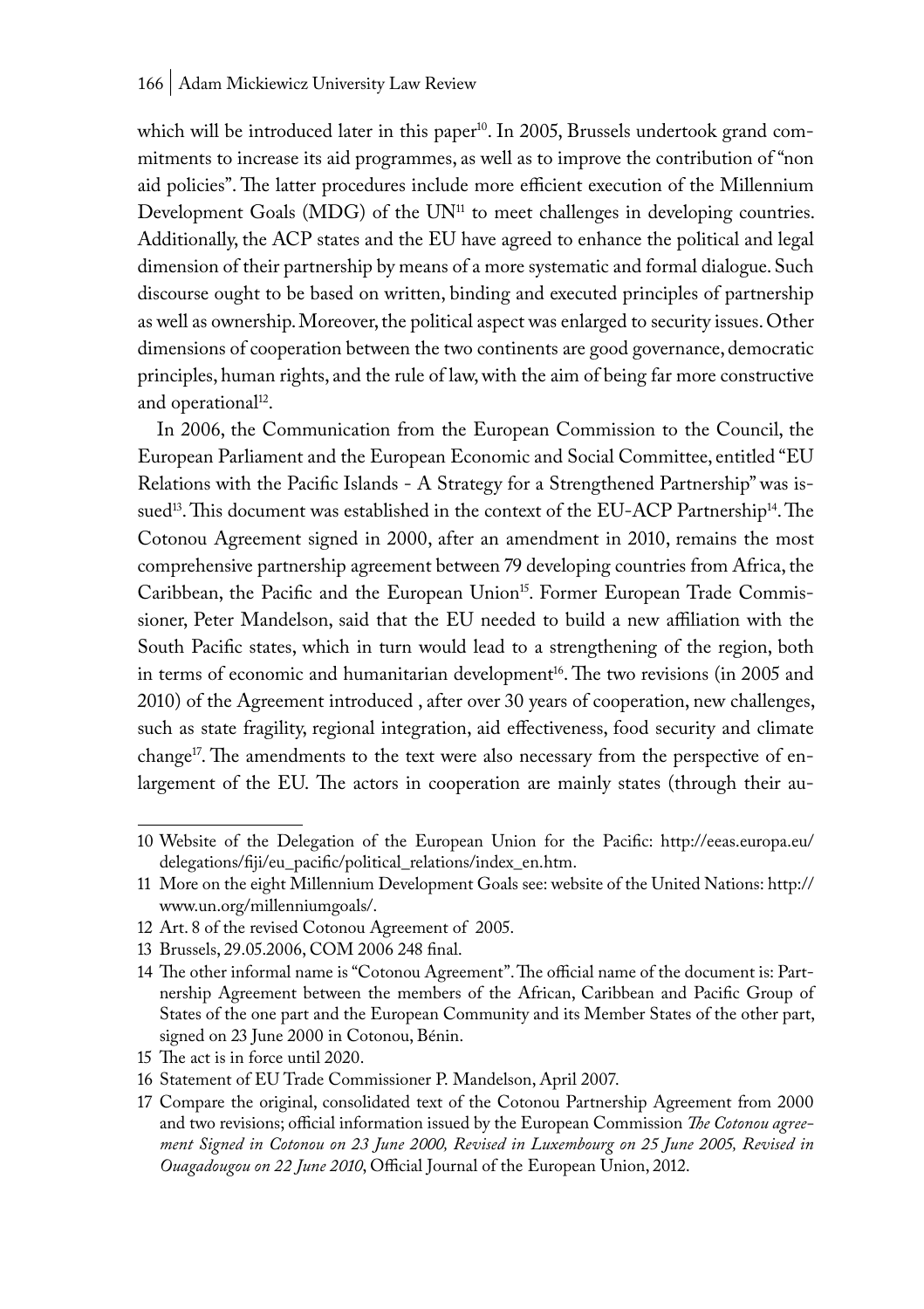which will be introduced later in this paper[10]. In 2005, Brussels undertook grand commitments to increase its aid programmes, as well as to improve the contribution of "non aid policies". The latter procedures include more efficient execution of the Millennium Development Goals (MDG) of the UN[11] to meet challenges in developing countries. Additionally, the ACP states and the EU have agreed to enhance the political and legal dimension of their partnership by means of a more systematic and formal dialogue. Such discourse ought to be based on written, binding and executed principles of partnership as well as ownership. Moreover, the political aspect was enlarged to security issues. Other dimensions of cooperation between the two continents are good governance, democratic principles, human rights, and the rule of law, with the aim of being far more constructive and operational[12].

In 2006, the Communication from the European Commission to the Council, the European Parliament and the European Economic and Social Committee, entitled "EU Relations with the Pacific Islands - A Strategy for a Strengthened Partnership" was issued[13]. This document was established in the context of the EU-ACP Partnership[14]. The Cotonou Agreement signed in 2000, after an amendment in 2010, remains the most comprehensive partnership agreement between 79 developing countries from Africa, the Caribbean, the Pacific and the European Union[15]. Former European Trade Commissioner, Peter Mandelson, said that the EU needed to build a new affiliation with the South Pacific states, which in turn would lead to a strengthening of the region, both in terms of economic and humanitarian development[16]. The two revisions (in 2005 and 2010) of the Agreement introduced , after over 30 years of cooperation, new challenges, such as state fragility, regional integration, aid effectiveness, food security and climate change[17]. The amendments to the text were also necessary from the perspective of enlargement of the EU. The actors in cooperation are mainly states (through their au-

---

10 Website of the Delegation of the European Union for the Pacific: http://eeas.europa.eu/delegations/fiji/eu_pacific/political_relations/index_en.htm.

11 More on the eight Millennium Development Goals see: website of the United Nations: http://www.un.org/milleniumgoals/.

12 Art. 8 of the revised Cotonou Agreement of 2005.

13 Brussels, 29.05.2006, COM 2006 248 final.

14 The other informal name is "Cotonou Agreement". The official name of the document is: Partnership Agreement between the members of the African, Caribbean and Pacific Group of States of the one part and the European Community and its Member States of the other part, signed on 23 June 2000 in Cotonou, Bénin.

15 The act is in force until 2020.

16 Statement of EU Trade Commissioner P. Mandelson, April 2007.

17 Compare the original, consolidated text of the Cotonou Partnership Agreement from 2000 and two revisions; official information issued by the European Commission *The Cotonou agreement Signed in Cotonou on 23 June 2000, Revised in Luxembourg on 25 June 2005, Revised in Ouagadougou on 22 June 2010*, Official Journal of the European Union, 2012.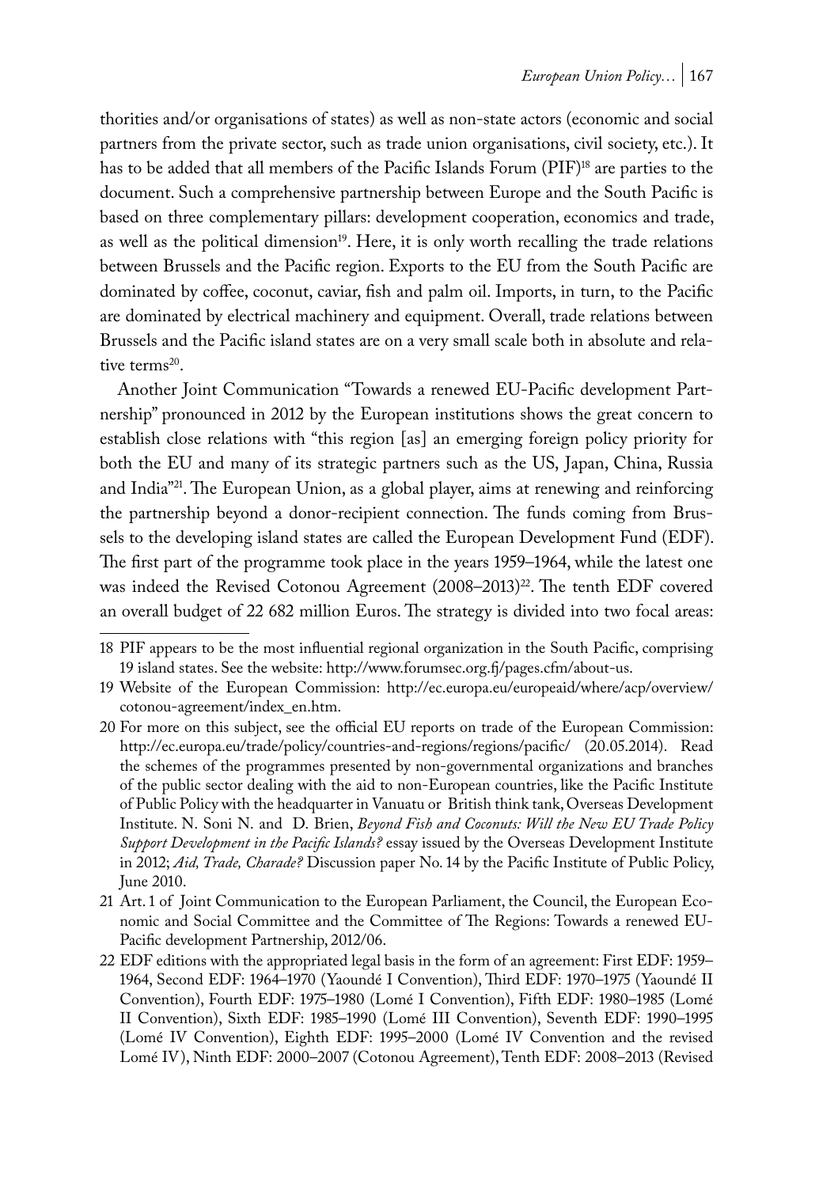thorities and/or organisations of states) as well as non-state actors (economic and social partners from the private sector, such as trade union organisations, civil society, etc.). It has to be added that all members of the Pacific Islands Forum (PIF)[18] are parties to the document. Such a comprehensive partnership between Europe and the South Pacific is based on three complementary pillars: development cooperation, economics and trade, as well as the political dimension[19]. Here, it is only worth recalling the trade relations between Brussels and the Pacific region. Exports to the EU from the South Pacific are dominated by coffee, coconut, caviar, fish and palm oil. Imports, in turn, to the Pacific are dominated by electrical machinery and equipment. Overall, trade relations between Brussels and the Pacific island states are on a very small scale both in absolute and relative terms[20].

Another Joint Communication "Towards a renewed EU-Pacific development Partnership" pronounced in 2012 by the European institutions shows the great concern to establish close relations with "this region [as] an emerging foreign policy priority for both the EU and many of its strategic partners such as the US, Japan, China, Russia and India"[21]. The European Union, as a global player, aims at renewing and reinforcing the partnership beyond a donor-recipient connection. The funds coming from Brussels to the developing island states are called the European Development Fund (EDF). The first part of the programme took place in the years 1959–1964, while the latest one was indeed the Revised Cotonou Agreement (2008–2013)[22]. The tenth EDF covered an overall budget of 22 682 million Euros. The strategy is divided into two focal areas:

---

18 PIF appears to be the most influential regional organization in the South Pacific, comprising 19 island states. See the website: http://www.forumsec.org.fj/pages.cfm/about-us.

19 Website of the European Commission: http://ec.europa.eu/europeaid/where/acp/overview/cotonou-agreement/index_en.htm.

20 For more on this subject, see the official EU reports on trade of the European Commission: http://ec.europa.eu/trade/policy/countries-and-regions/regions/pacific/ (20.05.2014). Read the schemes of the programmes presented by non-governmental organizations and branches of the public sector dealing with the aid to non-European countries, like the Pacific Institute of Public Policy with the headquarter in Vanuatu or British think tank, Overseas Development Institute. N. Soni N. and D. Brien, *Beyond Fish and Coconuts: Will the New EU Trade Policy Support Development in the Pacific Islands?* essay issued by the Overseas Development Institute in 2012; *Aid, Trade, Charade?* Discussion paper No. 14 by the Pacific Institute of Public Policy, June 2010.

21 Art. 1 of Joint Communication to the European Parliament, the Council, the European Economic and Social Committee and the Committee of The Regions: Towards a renewed EU-Pacific development Partnership, 2012/06.

22 EDF editions with the appropriated legal basis in the form of an agreement: First EDF: 1959–1964, Second EDF: 1964–1970 (Yaoundé I Convention), Third EDF: 1970–1975 (Yaoundé II Convention), Fourth EDF: 1975–1980 (Lomé I Convention), Fifth EDF: 1980–1985 (Lomé II Convention), Sixth EDF: 1985–1990 (Lomé III Convention), Seventh EDF: 1990–1995 (Lomé IV Convention), Eighth EDF: 1995–2000 (Lomé IV Convention and the revised Lomé IV), Ninth EDF: 2000–2007 (Cotonou Agreement), Tenth EDF: 2008–2013 (Revised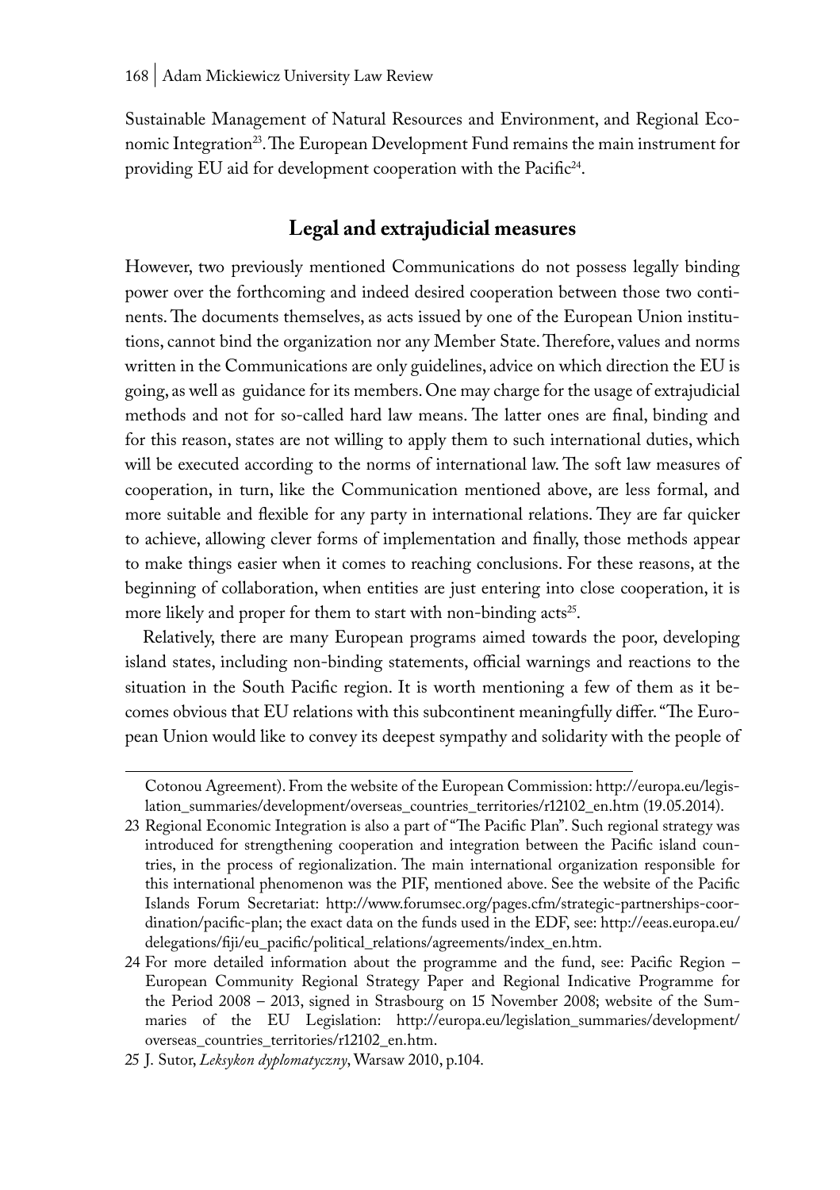Sustainable Management of Natural Resources and Environment, and Regional Economic Integration[23]. The European Development Fund remains the main instrument for providing EU aid for development cooperation with the Pacific[24].

## Legal and extrajudicial measures

However, two previously mentioned Communications do not possess legally binding power over the forthcoming and indeed desired cooperation between those two continents. The documents themselves, as acts issued by one of the European Union institutions, cannot bind the organization nor any Member State. Therefore, values and norms written in the Communications are only guidelines, advice on which direction the EU is going, as well as guidance for its members. One may charge for the usage of extrajudicial methods and not for so-called hard law means. The latter ones are final, binding and for this reason, states are not willing to apply them to such international duties, which will be executed according to the norms of international law. The soft law measures of cooperation, in turn, like the Communication mentioned above, are less formal, and more suitable and flexible for any party in international relations. They are far quicker to achieve, allowing clever forms of implementation and finally, those methods appear to make things easier when it comes to reaching conclusions. For these reasons, at the beginning of collaboration, when entities are just entering into close cooperation, it is more likely and proper for them to start with non-binding acts[25].

Relatively, there are many European programs aimed towards the poor, developing island states, including non-binding statements, official warnings and reactions to the situation in the South Pacific region. It is worth mentioning a few of them as it becomes obvious that EU relations with this subcontinent meaningfully differ. "The European Union would like to convey its deepest sympathy and solidarity with the people of

---

Cotonou Agreement). From the website of the European Commission: http://europa.eu/legislation_summaries/development/overseas_countries_territories/r12102_en.htm (19.05.2014).

23 Regional Economic Integration is also a part of "The Pacific Plan". Such regional strategy was introduced for strengthening cooperation and integration between the Pacific island countries, in the process of regionalization. The main international organization responsible for this international phenomenon was the PIF, mentioned above. See the website of the Pacific Islands Forum Secretariat: http://www.forumsec.org/pages.cfm/strategic-partnerships-coordination/pacific-plan; the exact data on the funds used in the EDF, see: http://eeas.europa.eu/delegations/fiji/eu_pacific/political_relations/agreements/index_en.htm.

24 For more detailed information about the programme and the fund, see: Pacific Region – European Community Regional Strategy Paper and Regional Indicative Programme for the Period 2008 – 2013, signed in Strasbourg on 15 November 2008; website of the Summaries of the EU Legislation: http://europa.eu/legislation_summaries/development/overseas_countries_territories/r12102_en.htm.

25 J. Sutor, *Leksykon dyplomatyczny*, Warsaw 2010, p.104.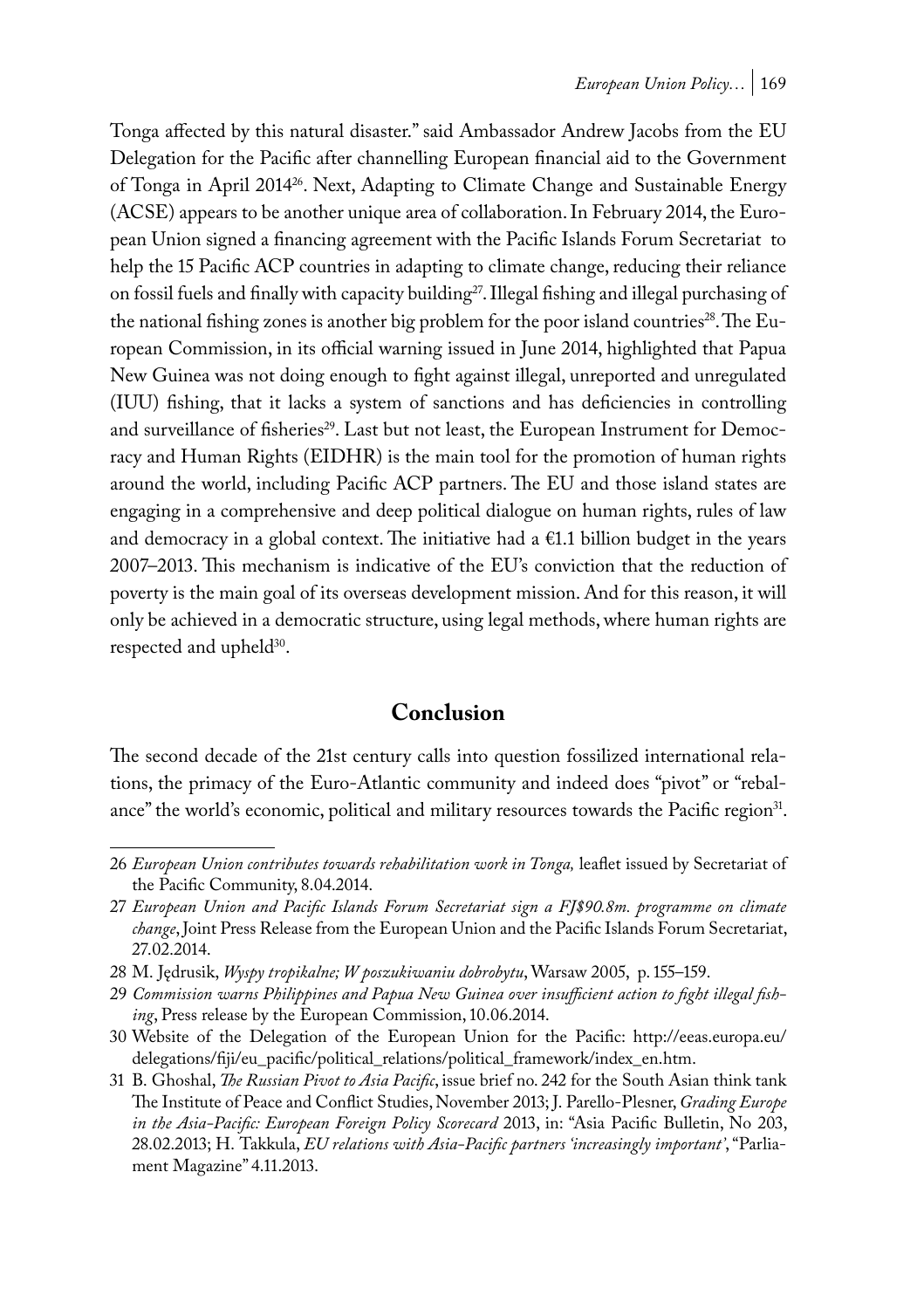Tonga affected by this natural disaster." said Ambassador Andrew Jacobs from the EU Delegation for the Pacific after channelling European financial aid to the Government of Tonga in April 2014[26]. Next, Adapting to Climate Change and Sustainable Energy (ACSE) appears to be another unique area of collaboration. In February 2014, the European Union signed a financing agreement with the Pacific Islands Forum Secretariat to help the 15 Pacific ACP countries in adapting to climate change, reducing their reliance on fossil fuels and finally with capacity building[27]. Illegal fishing and illegal purchasing of the national fishing zones is another big problem for the poor island countries[28]. The European Commission, in its official warning issued in June 2014, highlighted that Papua New Guinea was not doing enough to fight against illegal, unreported and unregulated (IUU) fishing, that it lacks a system of sanctions and has deficiencies in controlling and surveillance of fisheries[29]. Last but not least, the European Instrument for Democracy and Human Rights (EIDHR) is the main tool for the promotion of human rights around the world, including Pacific ACP partners. The EU and those island states are engaging in a comprehensive and deep political dialogue on human rights, rules of law and democracy in a global context. The initiative had a €1.1 billion budget in the years 2007–2013. This mechanism is indicative of the EU's conviction that the reduction of poverty is the main goal of its overseas development mission. And for this reason, it will only be achieved in a democratic structure, using legal methods, where human rights are respected and upheld[30].

## Conclusion

The second decade of the 21st century calls into question fossilized international relations, the primacy of the Euro-Atlantic community and indeed does "pivot" or "rebalance" the world's economic, political and military resources towards the Pacific region[31].

---

26 *European Union contributes towards rehabilitation work in Tonga,* leaflet issued by Secretariat of the Pacific Community, 8.04.2014.

27 *European Union and Pacific Islands Forum Secretariat sign a FJ$90.8m. programme on climate change*, Joint Press Release from the European Union and the Pacific Islands Forum Secretariat, 27.02.2014.

28 M. Jędrusik, *Wyspy tropikalne; W poszukiwaniu dobrobytu*, Warsaw 2005, p. 155–159.

29 *Commission warns Philippines and Papua New Guinea over insufficient action to fight illegal fishing*, Press release by the European Commission, 10.06.2014.

30 Website of the Delegation of the European Union for the Pacific: http://eeas.europa.eu/delegations/fiji/eu_pacific/political_relations/political_framework/index_en.htm.

31 B. Ghoshal, *The Russian Pivot to Asia Pacific*, issue brief no. 242 for the South Asian think tank The Institute of Peace and Conflict Studies, November 2013; J. Parello-Plesner, *Grading Europe in the Asia-Pacific: European Foreign Policy Scorecard* 2013, in: "Asia Pacific Bulletin, No 203, 28.02.2013; H. Takkula, *EU relations with Asia-Pacific partners 'increasingly important'*, "Parliament Magazine" 4.11.2013.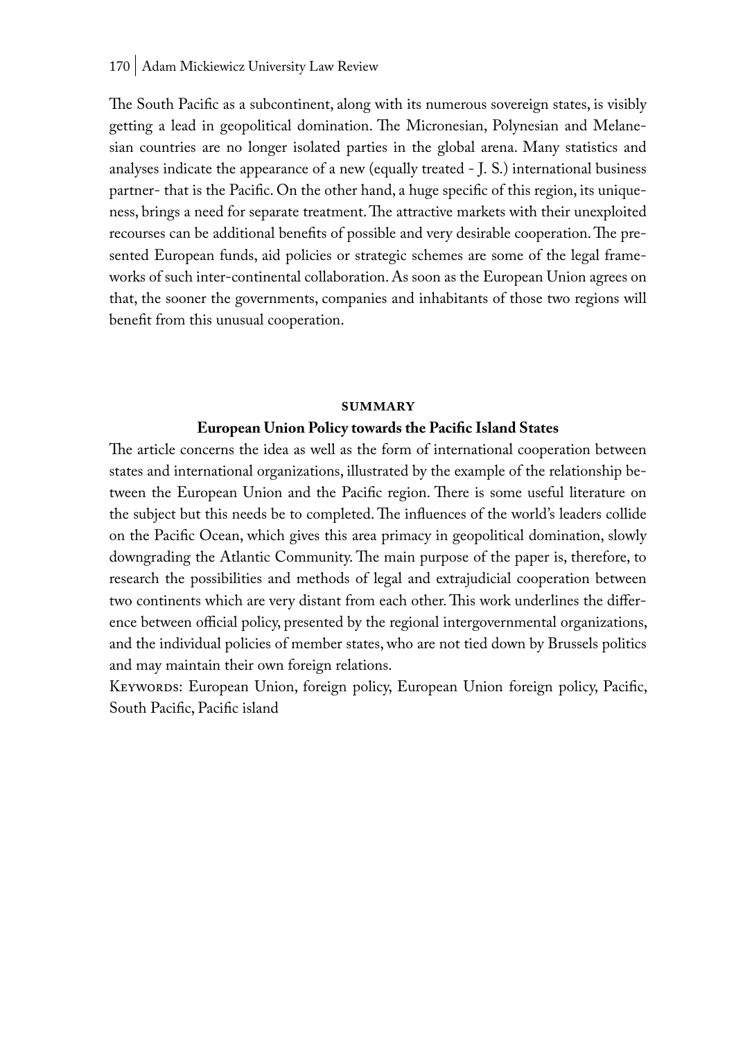The South Pacific as a subcontinent, along with its numerous sovereign states, is visibly getting a lead in geopolitical domination. The Micronesian, Polynesian and Melanesian countries are no longer isolated parties in the global arena. Many statistics and analyses indicate the appearance of a new (equally treated - J. S.) international business partner- that is the Pacific. On the other hand, a huge specific of this region, its uniqueness, brings a need for separate treatment. The attractive markets with their unexploited recourses can be additional benefits of possible and very desirable cooperation. The presented European funds, aid policies or strategic schemes are some of the legal frameworks of such inter-continental collaboration. As soon as the European Union agrees on that, the sooner the governments, companies and inhabitants of those two regions will benefit from this unusual cooperation.

## SUMMARY

### European Union Policy towards the Pacific Island States

The article concerns the idea as well as the form of international cooperation between states and international organizations, illustrated by the example of the relationship between the European Union and the Pacific region. There is some useful literature on the subject but this needs be to completed. The influences of the world's leaders collide on the Pacific Ocean, which gives this area primacy in geopolitical domination, slowly downgrading the Atlantic Community. The main purpose of the paper is, therefore, to research the possibilities and methods of legal and extrajudicial cooperation between two continents which are very distant from each other. This work underlines the difference between official policy, presented by the regional intergovernmental organizations, and the individual policies of member states, who are not tied down by Brussels politics and may maintain their own foreign relations.

Keywords: European Union, foreign policy, European Union foreign policy, Pacific, South Pacific, Pacific island